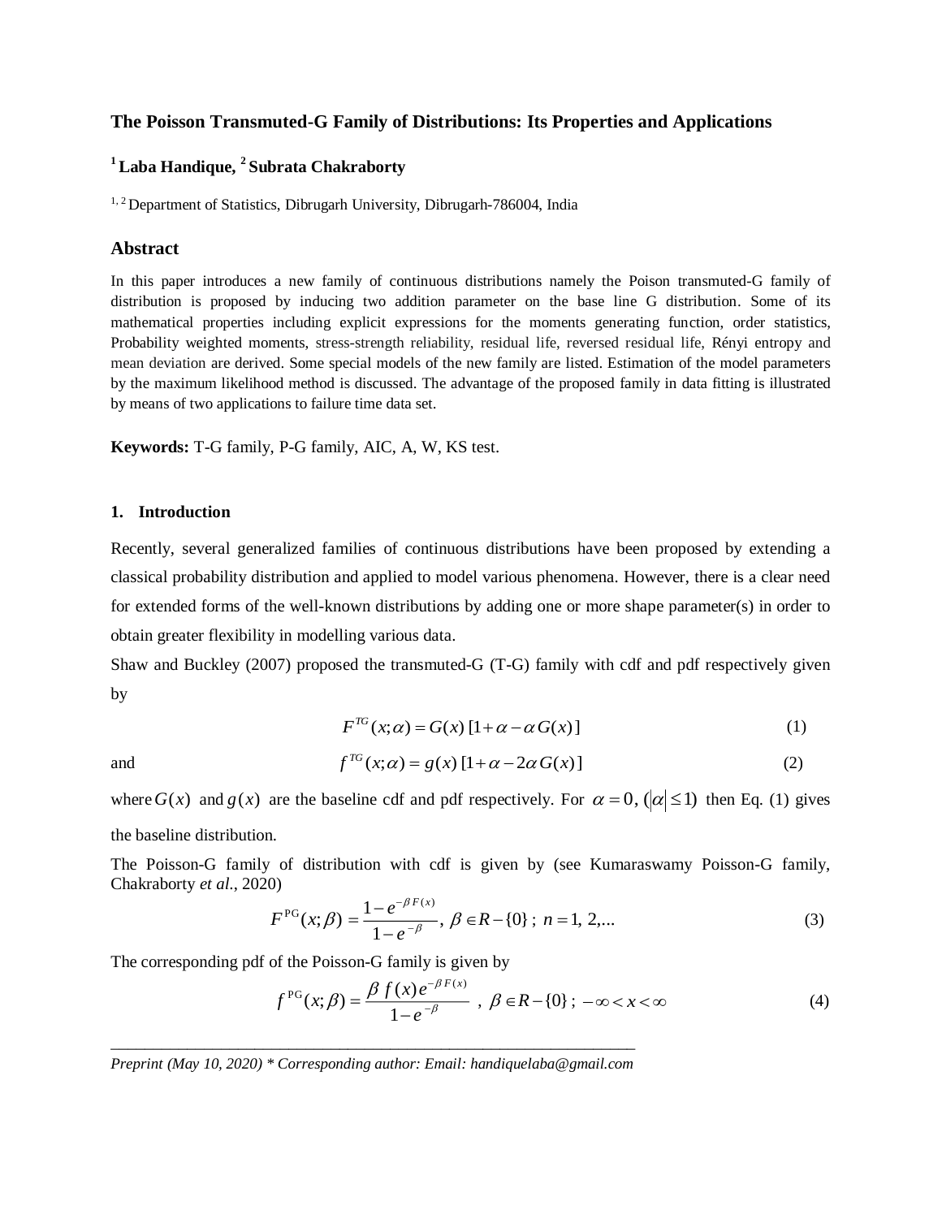# The Poisson Transmuted-G Family of Distributions: Its Properties and Applications

**[1] Laba Handique, [2] Subrata Chakraborty**

[1, 2] Department of Statistics, Dibrugarh University, Dibrugarh-786004, India

## Abstract

In this paper introduces a new family of continuous distributions namely the Poison transmuted-G family of distribution is proposed by inducing two addition parameter on the base line G distribution. Some of its mathematical properties including explicit expressions for the moments generating function, order statistics, Probability weighted moments, stress-strength reliability, residual life, reversed residual life, Rényi entropy and mean deviation are derived. Some special models of the new family are listed. Estimation of the model parameters by the maximum likelihood method is discussed. The advantage of the proposed family in data fitting is illustrated by means of two applications to failure time data set.

**Keywords:** T-G family, P-G family, AIC, A, W, KS test.

## 1. Introduction

Recently, several generalized families of continuous distributions have been proposed by extending a classical probability distribution and applied to model various phenomena. However, there is a clear need for extended forms of the well-known distributions by adding one or more shape parameter(s) in order to obtain greater flexibility in modelling various data.

Shaw and Buckley (2007) proposed the transmuted-G (T-G) family with cdf and pdf respectively given by

$$F^{TG}(x;\alpha) = G(x)\,[1+\alpha-\alpha\, G(x)] \tag{1}$$

and

$$f^{TG}(x;\alpha) = g(x)\,[1+\alpha-2\alpha\, G(x)] \tag{2}$$

where $G(x)$ and $g(x)$ are the baseline cdf and pdf respectively. For $\alpha = 0$, $(|\alpha| \le 1)$ then Eq. (1) gives the baseline distribution.

The Poisson-G family of distribution with cdf is given by (see Kumaraswamy Poisson-G family, Chakraborty *et al.*, 2020)

$$F^{\mathrm{PG}}(x;\beta) = \frac{1-e^{-\beta F(x)}}{1-e^{-\beta}},\ \beta \in R-\{0\}\,;\ n = 1,\, 2, \ldots \tag{3}$$

The corresponding pdf of the Poisson-G family is given by

$$f^{\mathrm{PG}}(x;\beta) = \frac{\beta\, f(x) e^{-\beta F(x)}}{1-e^{-\beta}}\ ,\ \beta \in R-\{0\}\,;\ -\infty < x < \infty \tag{4}$$

*Preprint (May 10, 2020) * Corresponding author: Email: handiquelaba@gmail.com*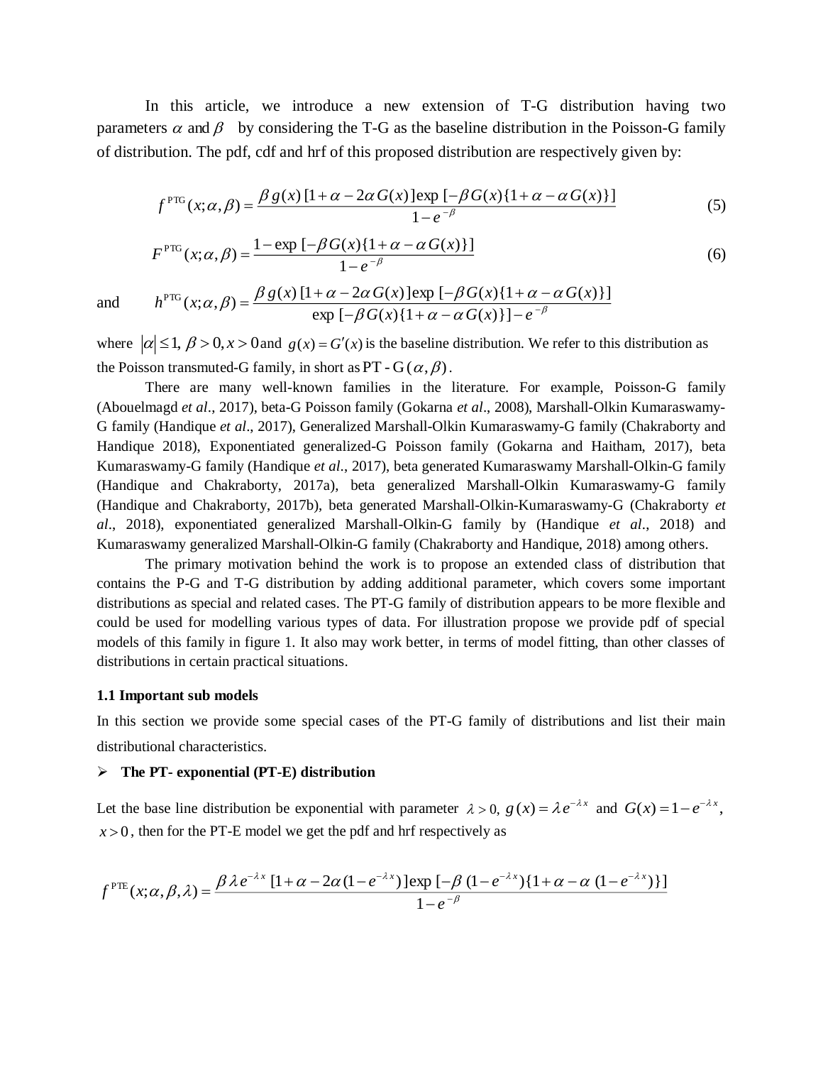In this article, we introduce a new extension of T-G distribution having two parameters $\alpha$ and $\beta$ by considering the T-G as the baseline distribution in the Poisson-G family of distribution. The pdf, cdf and hrf of this proposed distribution are respectively given by:

$$f^{\text{PTG}}(x;\alpha,\beta) = \frac{\beta\, g(x)\,[1+\alpha-2\alpha\, G(x)]\exp\,[-\beta\, G(x)\{1+\alpha-\alpha\, G(x)\}]}{1-e^{-\beta}} \tag{5}$$

$$F^{\text{PTG}}(x;\alpha,\beta) = \frac{1-\exp\,[-\beta\, G(x)\{1+\alpha-\alpha\, G(x)\}]}{1-e^{-\beta}} \tag{6}$$

and $$h^{\text{PTG}}(x;\alpha,\beta) = \frac{\beta\, g(x)\,[1+\alpha-2\alpha\, G(x)]\exp\,[-\beta\, G(x)\{1+\alpha-\alpha\, G(x)\}]}{\exp\,[-\beta\, G(x)\{1+\alpha-\alpha\, G(x)\}]-e^{-\beta}}$$

where $|\alpha|\leq 1,\ \beta>0, x>0$ and $g(x)=G'(x)$ is the baseline distribution. We refer to this distribution as the Poisson transmuted-G family, in short as $\text{PT - G}\,(\alpha,\beta)$.

There are many well-known families in the literature. For example, Poisson-G family (Abouelmagd *et al*., 2017), beta-G Poisson family (Gokarna *et al*., 2008), Marshall-Olkin Kumaraswamy-G family (Handique *et al*., 2017), Generalized Marshall-Olkin Kumaraswamy-G family (Chakraborty and Handique 2018), Exponentiated generalized-G Poisson family (Gokarna and Haitham, 2017), beta Kumaraswamy-G family (Handique *et al*., 2017), beta generated Kumaraswamy Marshall-Olkin-G family (Handique and Chakraborty, 2017a), beta generalized Marshall-Olkin Kumaraswamy-G family (Handique and Chakraborty, 2017b), beta generated Marshall-Olkin-Kumaraswamy-G (Chakraborty *et al*., 2018), exponentiated generalized Marshall-Olkin-G family by (Handique *et al*., 2018) and Kumaraswamy generalized Marshall-Olkin-G family (Chakraborty and Handique, 2018) among others.

The primary motivation behind the work is to propose an extended class of distribution that contains the P-G and T-G distribution by adding additional parameter, which covers some important distributions as special and related cases. The PT-G family of distribution appears to be more flexible and could be used for modelling various types of data. For illustration propose we provide pdf of special models of this family in figure 1. It also may work better, in terms of model fitting, than other classes of distributions in certain practical situations.

### 1.1 Important sub models

In this section we provide some special cases of the PT-G family of distributions and list their main distributional characteristics.

- **The PT- exponential (PT-E) distribution**

Let the base line distribution be exponential with parameter $\lambda>0$, $g(x)=\lambda e^{-\lambda x}$ and $G(x)=1-e^{-\lambda x}$, $x>0$, then for the PT-E model we get the pdf and hrf respectively as

$$f^{\text{PTE}}(x;\alpha,\beta,\lambda) = \frac{\beta\lambda e^{-\lambda x}\,[1+\alpha-2\alpha(1-e^{-\lambda x})]\exp\,[-\beta\,(1-e^{-\lambda x})\{1+\alpha-\alpha\,(1-e^{-\lambda x})\}]}{1-e^{-\beta}}$$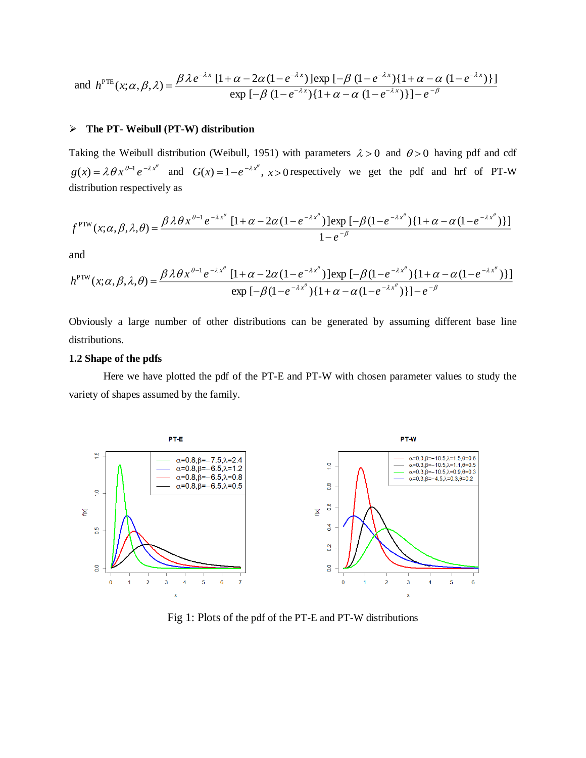and $h^{\text{PTE}}(x;\alpha,\beta,\lambda)=\dfrac{\beta\lambda e^{-\lambda x}\,[1+\alpha-2\alpha(1-e^{-\lambda x})]\exp\,[-\beta\,(1-e^{-\lambda x})\{1+\alpha-\alpha\,(1-e^{-\lambda x})\}]}{\exp\,[-\beta\,(1-e^{-\lambda x})\{1+\alpha-\alpha\,(1-e^{-\lambda x})\}]-e^{-\beta}}$

- **The PT- Weibull (PT-W) distribution**

Taking the Weibull distribution (Weibull, 1951) with parameters $\lambda>0$ and $\theta>0$ having pdf and cdf $g(x)=\lambda\theta x^{\theta-1}e^{-\lambda x^{\theta}}$ and $G(x)=1-e^{-\lambda x^{\theta}}$, $x>0$ respectively we get the pdf and hrf of PT-W distribution respectively as

$$f^{\text{PTW}}(x;\alpha,\beta,\lambda,\theta)=\frac{\beta\lambda\theta x^{\theta-1}e^{-\lambda x^{\theta}}\,[1+\alpha-2\alpha(1-e^{-\lambda x^{\theta}})]\exp\,[-\beta(1-e^{-\lambda x^{\theta}})\{1+\alpha-\alpha(1-e^{-\lambda x^{\theta}})\}]}{1-e^{-\beta}}$$

and

$$h^{\text{PTW}}(x;\alpha,\beta,\lambda,\theta)=\frac{\beta\lambda\theta x^{\theta-1}e^{-\lambda x^{\theta}}\,[1+\alpha-2\alpha(1-e^{-\lambda x^{\theta}})]\exp\,[-\beta(1-e^{-\lambda x^{\theta}})\{1+\alpha-\alpha(1-e^{-\lambda x^{\theta}})\}]}{\exp\,[-\beta(1-e^{-\lambda x^{\theta}})\{1+\alpha-\alpha(1-e^{-\lambda x^{\theta}})\}]-e^{-\beta}}$$

Obviously a large number of other distributions can be generated by assuming different base line distributions.

### 1.2 Shape of the pdfs

Here we have plotted the pdf of the PT-E and PT-W with chosen parameter values to study the variety of shapes assumed by the family.

Fig 1: Plots of the pdf of the PT-E and PT-W distributions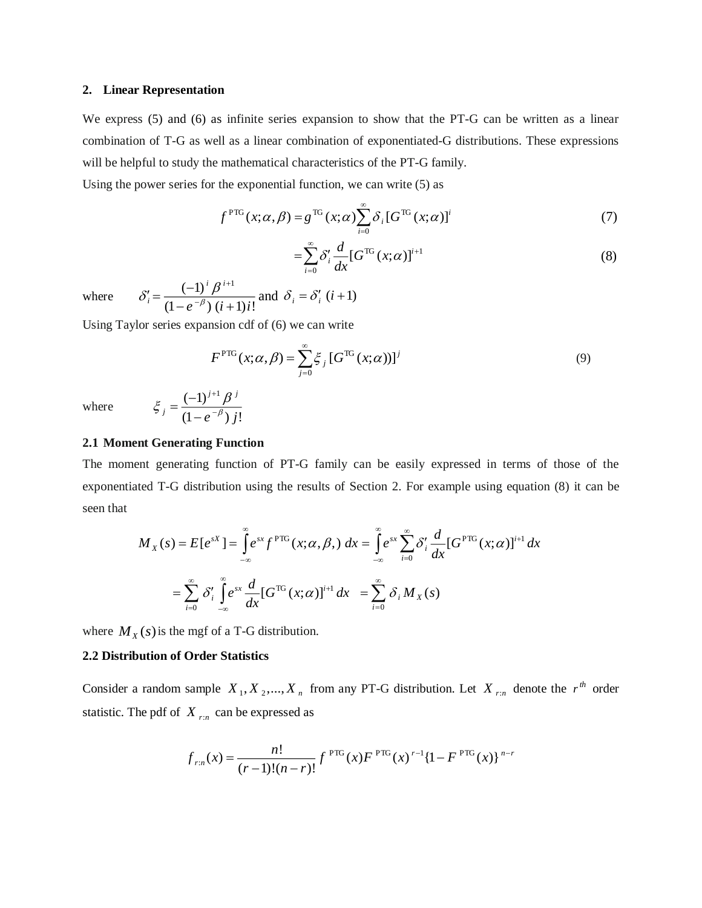## 2. Linear Representation

We express (5) and (6) as infinite series expansion to show that the PT-G can be written as a linear combination of T-G as well as a linear combination of exponentiated-G distributions. These expressions will be helpful to study the mathematical characteristics of the PT-G family.

Using the power series for the exponential function, we can write (5) as

$$f^{\text{PTG}}(x;\alpha,\beta) = g^{\text{TG}}(x;\alpha)\sum_{i=0}^{\infty}\delta_i [G^{\text{TG}}(x;\alpha)]^i \tag{7}$$

$$= \sum_{i=0}^{\infty}\delta'_i \frac{d}{dx}[G^{\text{TG}}(x;\alpha)]^{i+1} \tag{8}$$

where $\delta'_i = \dfrac{(-1)^i \beta^{i+1}}{(1-e^{-\beta})\,(i+1)i!}$ and $\delta_i = \delta'_i\,(i+1)$

Using Taylor series expansion cdf of (6) we can write

$$F^{\text{PTG}}(x;\alpha,\beta) = \sum_{j=0}^{\infty}\xi_j [G^{\text{TG}}(x;\alpha))]^j \tag{9}$$

where $\xi_j = \dfrac{(-1)^{j+1}\beta^j}{(1-e^{-\beta})\,j!}$

### 2.1 Moment Generating Function

The moment generating function of PT-G family can be easily expressed in terms of those of the exponentiated T-G distribution using the results of Section 2. For example using equation (8) it can be seen that

$$M_X(s) = E[e^{sX}] = \int_{-\infty}^{\infty} e^{sx} f^{\text{PTG}}(x;\alpha,\beta,)\,dx = \int_{-\infty}^{\infty} e^{sx}\sum_{i=0}^{\infty}\delta'_i \frac{d}{dx}[G^{\text{PTG}}(x;\alpha)]^{i+1}\,dx$$

$$= \sum_{i=0}^{\infty}\delta'_i \int_{-\infty}^{\infty} e^{sx}\frac{d}{dx}[G^{\text{TG}}(x;\alpha)]^{i+1}\,dx \quad = \sum_{i=0}^{\infty}\delta_i M_X(s)$$

where $M_X(s)$ is the mgf of a T-G distribution.

### 2.2 Distribution of Order Statistics

Consider a random sample $X_1, X_2, \ldots, X_n$ from any PT-G distribution. Let $X_{r:n}$ denote the $r^{th}$ order statistic. The pdf of $X_{r:n}$ can be expressed as

$$f_{r:n}(x) = \frac{n!}{(r-1)!(n-r)!} f^{\text{PTG}}(x) F^{\text{PTG}}(x)^{r-1}\{1 - F^{\text{PTG}}(x)\}^{n-r}$$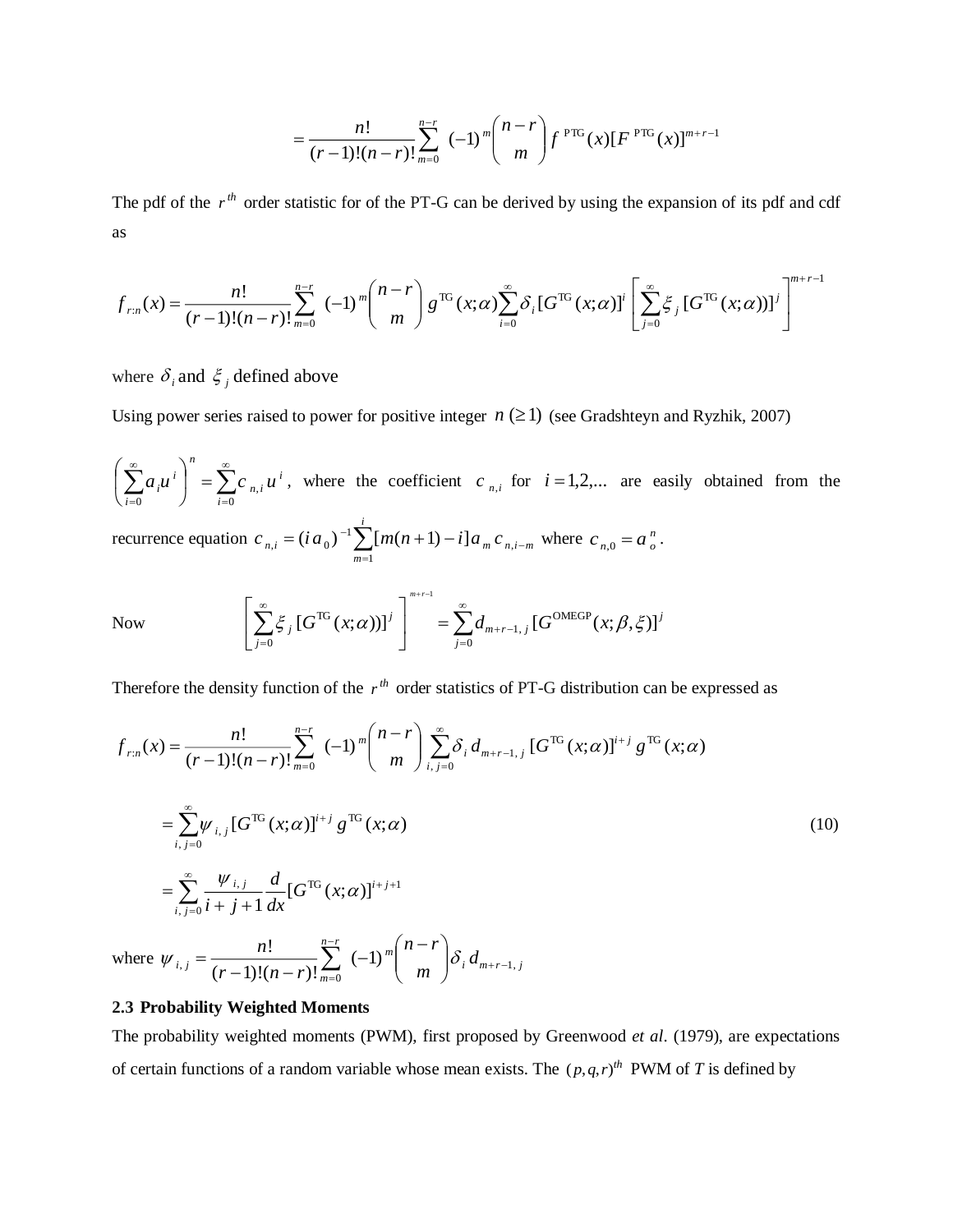$$= \frac{n!}{(r-1)!(n-r)!} \sum_{m=0}^{n-r} (-1)^m \binom{n-r}{m} f^{\text{PTG}}(x)[F^{\text{PTG}}(x)]^{m+r-1}$$

The pdf of the $r^{th}$ order statistic for of the PT-G can be derived by using the expansion of its pdf and cdf as

$$f_{r:n}(x) = \frac{n!}{(r-1)!(n-r)!} \sum_{m=0}^{n-r} (-1)^m \binom{n-r}{m} g^{\text{TG}}(x;\alpha) \sum_{i=0}^{\infty} \delta_i [G^{\text{TG}}(x;\alpha)]^i \left[ \sum_{j=0}^{\infty} \xi_j [G^{\text{TG}}(x;\alpha))]^j \right]^{m+r-1}$$

where $\delta_i$ and $\xi_j$ defined above

Using power series raised to power for positive integer $n\ (\geq 1)$ (see Gradshteyn and Ryzhik, 2007)

$\left( \sum_{i=0}^{\infty} a_i u^i \right)^n = \sum_{i=0}^{\infty} c_{n,i} u^i$, where the coefficient $c_{n,i}$ for $i = 1,2,...$ are easily obtained from the recurrence equation $c_{n,i} = (i\, a_0)^{-1} \sum_{m=1}^{i} [m(n+1) - i] a_m c_{n,i-m}$ where $c_{n,0} = a_o^n$.

Now $$\left[ \sum_{j=0}^{\infty} \xi_j [G^{\text{TG}}(x;\alpha))]^j \right]^{m+r-1} = \sum_{j=0}^{\infty} d_{m+r-1,j} [G^{\text{OMEGP}}(x;\beta,\xi)]^j$$

Therefore the density function of the $r^{th}$ order statistics of PT-G distribution can be expressed as

$$f_{r:n}(x) = \frac{n!}{(r-1)!(n-r)!} \sum_{m=0}^{n-r} (-1)^m \binom{n-r}{m} \sum_{i,j=0}^{\infty} \delta_i\, d_{m+r-1,j} [G^{\text{TG}}(x;\alpha)]^{i+j} g^{\text{TG}}(x;\alpha)$$

$$= \sum_{i,j=0}^{\infty} \psi_{i,j} [G^{\text{TG}}(x;\alpha)]^{i+j} g^{\text{TG}}(x;\alpha) \tag{10}$$

$$= \sum_{i,j=0}^{\infty} \frac{\psi_{i,j}}{i+j+1} \frac{d}{dx} [G^{\text{TG}}(x;\alpha)]^{i+j+1}$$

where $\psi_{i,j} = \frac{n!}{(r-1)!(n-r)!} \sum_{m=0}^{n-r} (-1)^m \binom{n-r}{m} \delta_i\, d_{m+r-1,j}$

### 2.3 Probability Weighted Moments

The probability weighted moments (PWM), first proposed by Greenwood *et al*. (1979), are expectations of certain functions of a random variable whose mean exists. The $(p,q,r)^{th}$ PWM of *T* is defined by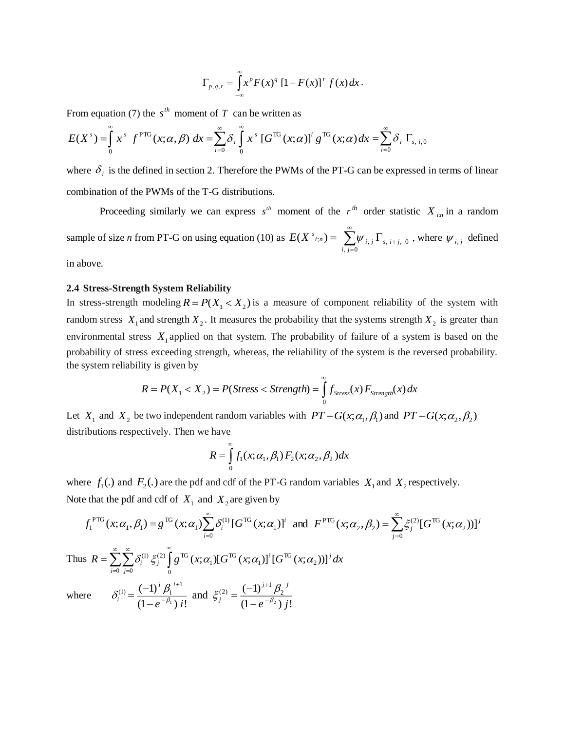$$\Gamma_{p,q,r} = \int_{-\infty}^{\infty} x^p F(x)^q \, [1 - F(x)]^r \, f(x) \, dx \, .$$

From equation (7) the $s^{th}$ moment of $T$ can be written as

$$E(X^s) = \int_0^\infty x^s \; f^{\text{PTG}}(x;\alpha,\beta) \; dx = \sum_{i=0}^{\infty} \delta_i \int_0^\infty x^s \; [G^{\text{TG}}(x;\alpha)]^i \, g^{\text{TG}}(x;\alpha) \, dx = \sum_{i=0}^{\infty} \delta_i \; \Gamma_{s,\,i,\,0}$$

where $\delta_i$ is the defined in section 2. Therefore the PWMs of the PT-G can be expressed in terms of linear combination of the PWMs of the T-G distributions.

Proceeding similarly we can express $s^{th}$ moment of the $r^{th}$ order statistic $X_{i:n}$ in a random sample of size *n* from PT-G on using equation (10) as $E(X^s{}_{i:n}) = \sum_{i,\,j=0}^{\infty} \psi_{i,\,j} \, \Gamma_{s,\,i+j,\,0}$ , where $\psi_{i,\,j}$ defined in above.

**2.4 Stress-Strength System Reliability**

In stress-strength modeling $R = P(X_1 < X_2)$ is a measure of component reliability of the system with random stress $X_1$ and strength $X_2$. It measures the probability that the systems strength $X_2$ is greater than environmental stress $X_1$ applied on that system. The probability of failure of a system is based on the probability of stress exceeding strength, whereas, the reliability of the system is the reversed probability. the system reliability is given by

$$R = P(X_1 < X_2) = P(Stress < Strength) = \int_0^\infty f_{Stress}(x) \, F_{Strength}(x) \, dx$$

Let $X_1$ and $X_2$ be two independent random variables with $PT-G(x;\alpha_1,\beta_1)$ and $PT-G(x;\alpha_2,\beta_2)$ distributions respectively. Then we have

$$R = \int_0^\infty f_1(x;\alpha_1,\beta_1) \, F_2(x;\alpha_2,\beta_2) \, dx$$

where $f_1(.)$ and $F_2(.)$ are the pdf and cdf of the PT-G random variables $X_1$ and $X_2$ respectively.

Note that the pdf and cdf of $X_1$ and $X_2$ are given by

$$f_1^{\text{PTG}}(x;\alpha_1,\beta_1) = g^{\text{TG}}(x;\alpha_1) \sum_{i=0}^{\infty} \delta_i^{(1)} [G^{\text{TG}}(x;\alpha_1)]^i \quad \text{and} \quad F^{\text{PTG}}(x;\alpha_2,\beta_2) = \sum_{j=0}^{\infty} \xi_j^{(2)} [G^{\text{TG}}(x;\alpha_2))]^j$$

Thus $R = \sum_{i=0}^{\infty} \sum_{j=0}^{\infty} \delta_i^{(1)} \, \xi_j^{(2)} \int_0^\infty g^{\text{TG}}(x;\alpha_1) [G^{\text{TG}}(x;\alpha_1)]^i \, [G^{\text{TG}}(x;\alpha_2))]^j \, dx$

where $\qquad \delta_i^{(1)} = \dfrac{(-1)^i \, \beta_1^{\,i+1}}{(1 - e^{-\beta_1}) \; i!}$ and $\xi_j^{(2)} = \dfrac{(-1)^{j+1} \, \beta_2^{\,j}}{(1 - e^{-\beta_2}) \; j!}$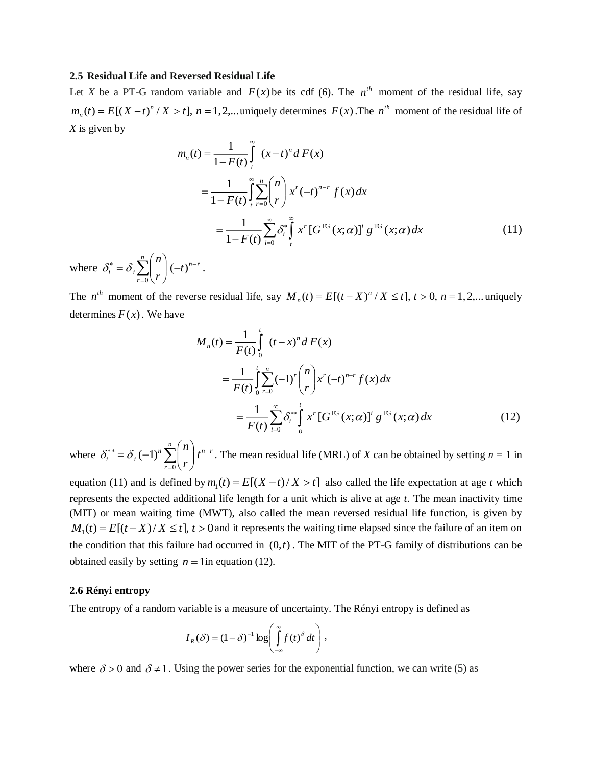### 2.5 Residual Life and Reversed Residual Life

Let $X$ be a PT-G random variable and $F(x)$ be its cdf (6). The $n^{th}$ moment of the residual life, say $m_n(t) = E[(X-t)^n / X > t],\ n = 1,2,...$ uniquely determines $F(x)$. The $n^{th}$ moment of the residual life of $X$ is given by

$$
\begin{aligned}
m_n(t) &= \frac{1}{1-F(t)} \int_t^{\infty} (x-t)^n \, dF(x) \\
&= \frac{1}{1-F(t)} \int_t^{\infty} \sum_{r=0}^{n} \binom{n}{r} x^r (-t)^{n-r} \, f(x)\, dx \\
&= \frac{1}{1-F(t)} \sum_{i=0}^{\infty} \delta_i^* \int_t^{\infty} x^r [G^{\text{TG}}(x;\alpha)]^i \, g^{\text{TG}}(x;\alpha)\, dx \qquad (11)
\end{aligned}
$$

where $\delta_i^* = \delta_i \sum_{r=0}^{n} \binom{n}{r} (-t)^{n-r}$.

The $n^{th}$ moment of the reverse residual life, say $M_n(t) = E[(t-X)^n / X \le t],\ t > 0,\ n = 1,2,...$ uniquely determines $F(x)$. We have

$$
\begin{aligned}
M_n(t) &= \frac{1}{F(t)} \int_0^{t} (t-x)^n \, dF(x) \\
&= \frac{1}{F(t)} \int_0^{t} \sum_{r=0}^{n} (-1)^r \binom{n}{r} x^r (-t)^{n-r} \, f(x)\, dx \\
&= \frac{1}{F(t)} \sum_{i=0}^{\infty} \delta_i^{**} \int_o^{t} x^r [G^{\text{TG}}(x;\alpha)]^i \, g^{\text{TG}}(x;\alpha)\, dx \qquad (12)
\end{aligned}
$$

where $\delta_i^{**} = \delta_i (-1)^n \sum_{r=0}^{n} \binom{n}{r} t^{n-r}$. The mean residual life (MRL) of $X$ can be obtained by setting $n = 1$ in equation (11) and is defined by $m_1(t) = E[(X-t)/X > t]$ also called the life expectation at age $t$ which represents the expected additional life length for a unit which is alive at age $t$. The mean inactivity time (MIT) or mean waiting time (MWT), also called the mean reversed residual life function, is given by $M_1(t) = E[(t-X)/X \le t],\ t > 0$ and it represents the waiting time elapsed since the failure of an item on the condition that this failure had occurred in $(0,t)$. The MIT of the PT-G family of distributions can be obtained easily by setting $n = 1$ in equation (12).

### 2.6 Rényi entropy

The entropy of a random variable is a measure of uncertainty. The Rényi entropy is defined as

$$
I_R(\delta) = (1-\delta)^{-1} \log\left( \int_{-\infty}^{\infty} f(t)^{\delta}\, dt \right),
$$

where $\delta > 0$ and $\delta \ne 1$. Using the power series for the exponential function, we can write (5) as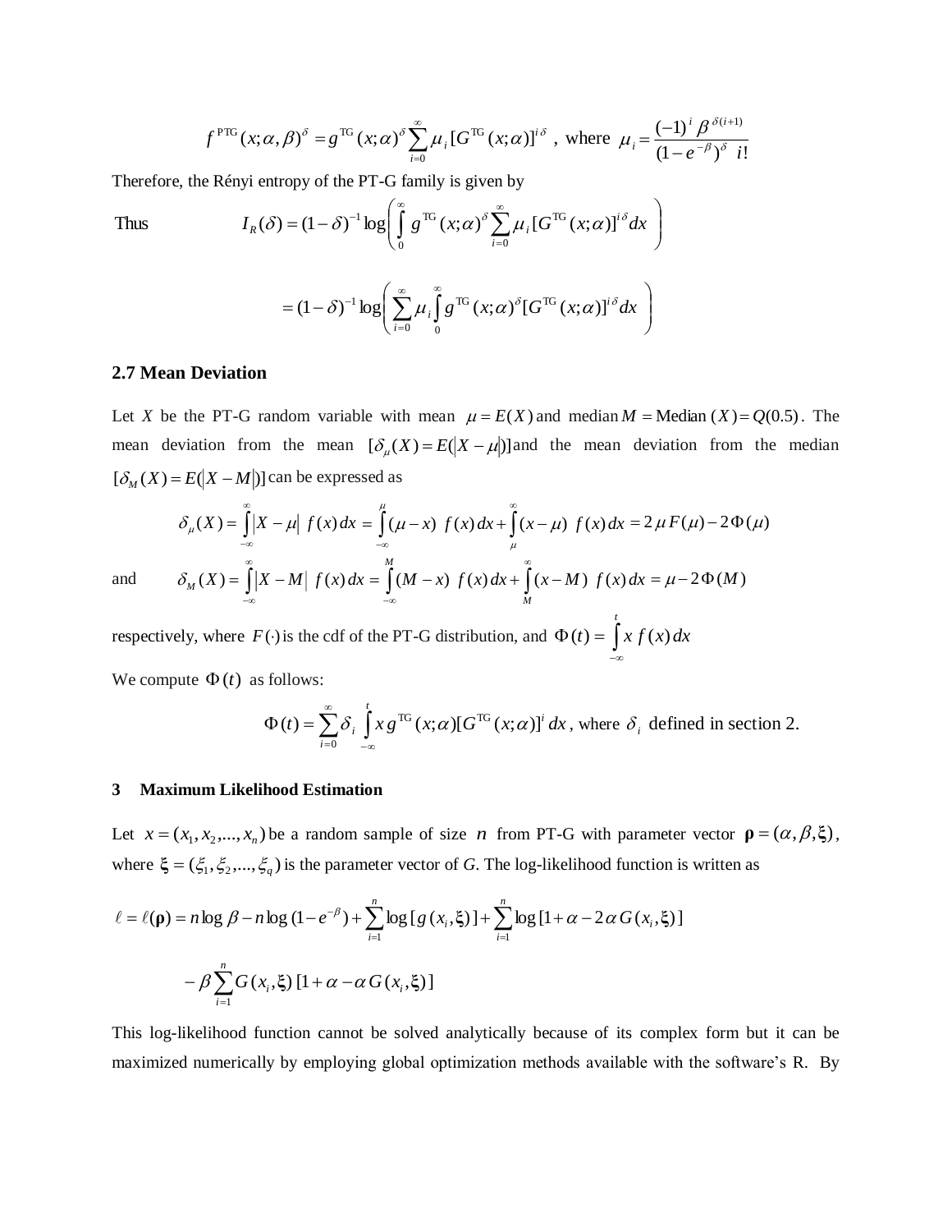$$f^{\text{PTG}}(x;\alpha,\beta)^{\delta} = g^{\text{TG}}(x;\alpha)^{\delta}\sum_{i=0}^{\infty}\mu_i\,[G^{\text{TG}}(x;\alpha)]^{i\delta}\ ,\ \text{where}\ \mu_i = \frac{(-1)^i\,\beta^{\delta(i+1)}}{(1-e^{-\beta})^{\delta}\ i!}$$

Therefore, the Rényi entropy of the PT-G family is given by

Thus
$$I_R(\delta) = (1-\delta)^{-1}\log\left(\int_0^{\infty} g^{\text{TG}}(x;\alpha)^{\delta}\sum_{i=0}^{\infty}\mu_i\,[G^{\text{TG}}(x;\alpha)]^{i\delta}dx\right)$$

$$= (1-\delta)^{-1}\log\left(\sum_{i=0}^{\infty}\mu_i\int_0^{\infty} g^{\text{TG}}(x;\alpha)^{\delta}[G^{\text{TG}}(x;\alpha)]^{i\delta}dx\right)$$

## 2.7 Mean Deviation

Let $X$ be the PT-G random variable with mean $\mu = E(X)$ and median $M = \text{Median}\,(X) = Q(0.5)$. The mean deviation from the mean $[\delta_{\mu}(X) = E(|X-\mu|)]$ and the mean deviation from the median $[\delta_M(X) = E(|X-M|)]$ can be expressed as

$$\delta_{\mu}(X) = \int_{-\infty}^{\infty}|X-\mu|\ f(x)\,dx = \int_{-\infty}^{\mu}(\mu - x)\ f(x)\,dx + \int_{\mu}^{\infty}(x-\mu)\ f(x)\,dx = 2\,\mu\,F(\mu) - 2\,\Phi(\mu)$$

and
$$\delta_M(X) = \int_{-\infty}^{\infty}|X-M|\ f(x)\,dx = \int_{-\infty}^{M}(M-x)\ f(x)\,dx + \int_{M}^{\infty}(x-M)\ f(x)\,dx = \mu - 2\,\Phi(M)$$

respectively, where $F(\cdot)$ is the cdf of the PT-G distribution, and $\Phi(t) = \int_{-\infty}^{t} x\ f(x)\,dx$

We compute $\Phi(t)$ as follows:

$$\Phi(t) = \sum_{i=0}^{\infty}\delta_i\int_{-\infty}^{t} x\,g^{\text{TG}}(x;\alpha)[G^{\text{TG}}(x;\alpha)]^i\,dx\text{, where } \delta_i \text{ defined in section 2.}$$

## 3 Maximum Likelihood Estimation

Let $x = (x_1, x_2, ..., x_n)$ be a random sample of size $n$ from PT-G with parameter vector $\boldsymbol{\rho} = (\alpha, \beta, \boldsymbol{\xi})$, where $\boldsymbol{\xi} = (\xi_1, \xi_2, ..., \xi_q)$ is the parameter vector of *G*. The log-likelihood function is written as

$$\ell = \ell(\boldsymbol{\rho}) = n\log\beta - n\log(1-e^{-\beta}) + \sum_{i=1}^{n}\log[g(x_i,\boldsymbol{\xi})] + \sum_{i=1}^{n}\log[1+\alpha - 2\,\alpha\,G(x_i,\boldsymbol{\xi})]$$

$$-\,\beta\sum_{i=1}^{n}G(x_i,\boldsymbol{\xi})\,[1+\alpha-\alpha\,G(x_i,\boldsymbol{\xi})]$$

This log-likelihood function cannot be solved analytically because of its complex form but it can be maximized numerically by employing global optimization methods available with the software's R. By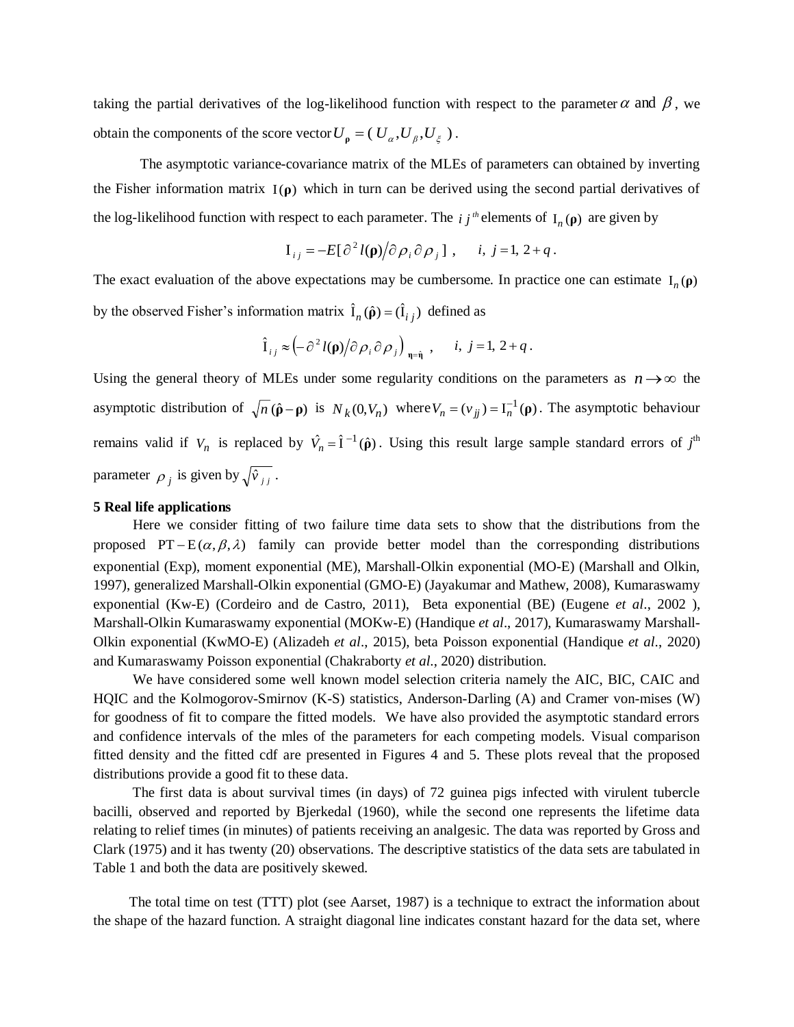taking the partial derivatives of the log-likelihood function with respect to the parameter $\alpha$ and $\beta$, we obtain the components of the score vector $U_{\mathbf{\rho}} = (U_{\alpha}, U_{\beta}, U_{\xi})$.

The asymptotic variance-covariance matrix of the MLEs of parameters can obtained by inverting the Fisher information matrix $\mathrm{I}(\mathbf{\rho})$ which in turn can be derived using the second partial derivatives of the log-likelihood function with respect to each parameter. The $i\,j^{th}$ elements of $\mathrm{I}_n(\mathbf{\rho})$ are given by

$$\mathrm{I}_{ij} = -E[\partial^2 l(\mathbf{\rho}) / \partial \rho_i \partial \rho_j], \quad i,\ j = 1,\ 2+q.$$

The exact evaluation of the above expectations may be cumbersome. In practice one can estimate $\mathrm{I}_n(\mathbf{\rho})$ by the observed Fisher's information matrix $\hat{\mathrm{I}}_n(\hat{\mathbf{\rho}}) = (\hat{\mathrm{I}}_{ij})$ defined as

$$\hat{\mathrm{I}}_{ij} \approx \left(-\partial^2 l(\mathbf{\rho}) / \partial \rho_i \partial \rho_j\right)_{\mathbf{\eta} = \hat{\mathbf{\eta}}}, \quad i,\ j = 1,\ 2+q.$$

Using the general theory of MLEs under some regularity conditions on the parameters as $n \to \infty$ the asymptotic distribution of $\sqrt{n}(\hat{\mathbf{\rho}} - \mathbf{\rho})$ is $N_k(0, V_n)$ where $V_n = (v_{jj}) = \mathrm{I}_n^{-1}(\mathbf{\rho})$. The asymptotic behaviour remains valid if $V_n$ is replaced by $\hat{V}_n = \hat{\mathrm{I}}^{-1}(\hat{\mathbf{\rho}})$. Using this result large sample standard errors of $j^{\text{th}}$ parameter $\rho_j$ is given by $\sqrt{\hat{v}_{jj}}$.

## 5 Real life applications

Here we consider fitting of two failure time data sets to show that the distributions from the proposed $\mathrm{PT-E}(\alpha, \beta, \lambda)$ family can provide better model than the corresponding distributions exponential (Exp), moment exponential (ME), Marshall-Olkin exponential (MO-E) (Marshall and Olkin, 1997), generalized Marshall-Olkin exponential (GMO-E) (Jayakumar and Mathew, 2008), Kumaraswamy exponential (Kw-E) (Cordeiro and de Castro, 2011), Beta exponential (BE) (Eugene *et al*., 2002 ), Marshall-Olkin Kumaraswamy exponential (MOKw-E) (Handique *et al*., 2017), Kumaraswamy Marshall-Olkin exponential (KwMO-E) (Alizadeh *et al*., 2015), beta Poisson exponential (Handique *et al*., 2020) and Kumaraswamy Poisson exponential (Chakraborty *et al*., 2020) distribution.

We have considered some well known model selection criteria namely the AIC, BIC, CAIC and HQIC and the Kolmogorov-Smirnov (K-S) statistics, Anderson-Darling (A) and Cramer von-mises (W) for goodness of fit to compare the fitted models. We have also provided the asymptotic standard errors and confidence intervals of the mles of the parameters for each competing models. Visual comparison fitted density and the fitted cdf are presented in Figures 4 and 5. These plots reveal that the proposed distributions provide a good fit to these data.

The first data is about survival times (in days) of 72 guinea pigs infected with virulent tubercle bacilli, observed and reported by Bjerkedal (1960), while the second one represents the lifetime data relating to relief times (in minutes) of patients receiving an analgesic. The data was reported by Gross and Clark (1975) and it has twenty (20) observations. The descriptive statistics of the data sets are tabulated in Table 1 and both the data are positively skewed.

The total time on test (TTT) plot (see Aarset, 1987) is a technique to extract the information about the shape of the hazard function. A straight diagonal line indicates constant hazard for the data set, where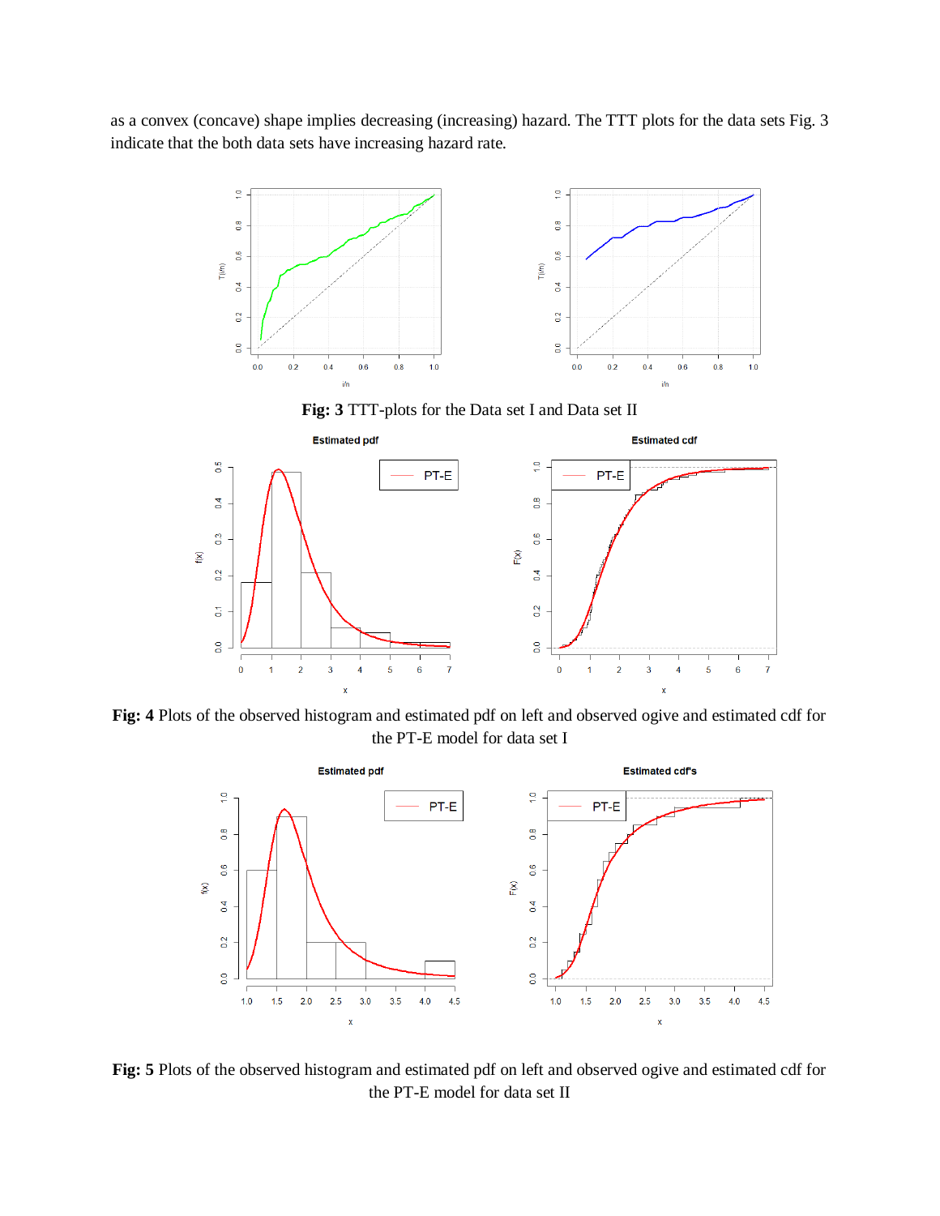as a convex (concave) shape implies decreasing (increasing) hazard. The TTT plots for the data sets Fig. 3 indicate that the both data sets have increasing hazard rate.

**Fig: 3** TTT-plots for the Data set I and Data set II

**Fig: 4** Plots of the observed histogram and estimated pdf on left and observed ogive and estimated cdf for the PT-E model for data set I

**Fig: 5** Plots of the observed histogram and estimated pdf on left and observed ogive and estimated cdf for the PT-E model for data set II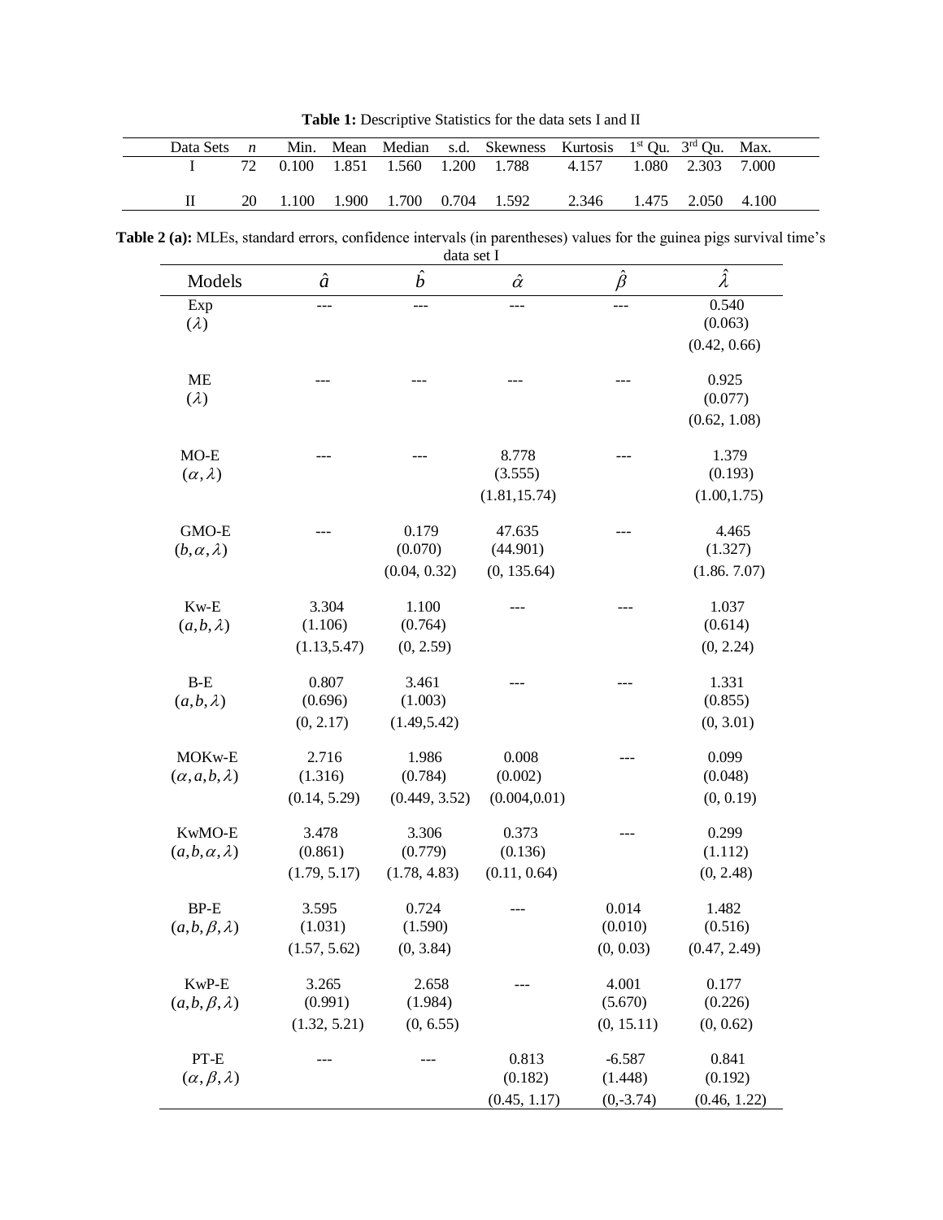**Table 1:** Descriptive Statistics for the data sets I and II

| Data Sets | $n$ | Min. | Mean | Median | s.d. | Skewness | Kurtosis | 1st Qu. | 3rd Qu. | Max. |
|---|---|---|---|---|---|---|---|---|---|---|
| I | 72 | 0.100 | 1.851 | 1.560 | 1.200 | 1.788 | 4.157 | 1.080 | 2.303 | 7.000 |
| II | 20 | 1.100 | 1.900 | 1.700 | 0.704 | 1.592 | 2.346 | 1.475 | 2.050 | 4.100 |

**Table 2 (a):** MLEs, standard errors, confidence intervals (in parentheses) values for the guinea pigs survival time's data set I

| Models | $\hat{a}$ | $\hat{b}$ | $\hat{\alpha}$ | $\hat{\beta}$ | $\hat{\lambda}$ |
|---|---|---|---|---|---|
| Exp ($\lambda$) | --- | --- | --- | --- | 0.540 (0.063) (0.42, 0.66) |
| ME ($\lambda$) | --- | --- | --- | --- | 0.925 (0.077) (0.62, 1.08) |
| MO-E ($\alpha, \lambda$) | --- | --- | 8.778 (3.555) (1.81,15.74) | --- | 1.379 (0.193) (1.00,1.75) |
| GMO-E ($b, \alpha, \lambda$) | --- | 0.179 (0.070) (0.04, 0.32) | 47.635 (44.901) (0, 135.64) | --- | 4.465 (1.327) (1.86. 7.07) |
| Kw-E ($a, b, \lambda$) | 3.304 (1.106) (1.13,5.47) | 1.100 (0.764) (0, 2.59) | --- | --- | 1.037 (0.614) (0, 2.24) |
| B-E ($a, b, \lambda$) | 0.807 (0.696) (0, 2.17) | 3.461 (1.003) (1.49,5.42) | --- | --- | 1.331 (0.855) (0, 3.01) |
| MOKw-E ($\alpha, a, b, \lambda$) | 2.716 (1.316) (0.14, 5.29) | 1.986 (0.784) (0.449, 3.52) | 0.008 (0.002) (0.004,0.01) | --- | 0.099 (0.048) (0, 0.19) |
| KwMO-E ($a, b, \alpha, \lambda$) | 3.478 (0.861) (1.79, 5.17) | 3.306 (0.779) (1.78, 4.83) | 0.373 (0.136) (0.11, 0.64) | --- | 0.299 (1.112) (0, 2.48) |
| BP-E ($a, b, \beta, \lambda$) | 3.595 (1.031) (1.57, 5.62) | 0.724 (1.590) (0, 3.84) | --- | 0.014 (0.010) (0, 0.03) | 1.482 (0.516) (0.47, 2.49) |
| KwP-E ($a, b, \beta, \lambda$) | 3.265 (0.991) (1.32, 5.21) | 2.658 (1.984) (0, 6.55) | --- | 4.001 (5.670) (0, 15.11) | 0.177 (0.226) (0, 0.62) |
| PT-E ($\alpha, \beta, \lambda$) | --- | --- | 0.813 (0.182) (0.45, 1.17) | -6.587 (1.448) (0,-3.74) | 0.841 (0.192) (0.46, 1.22) |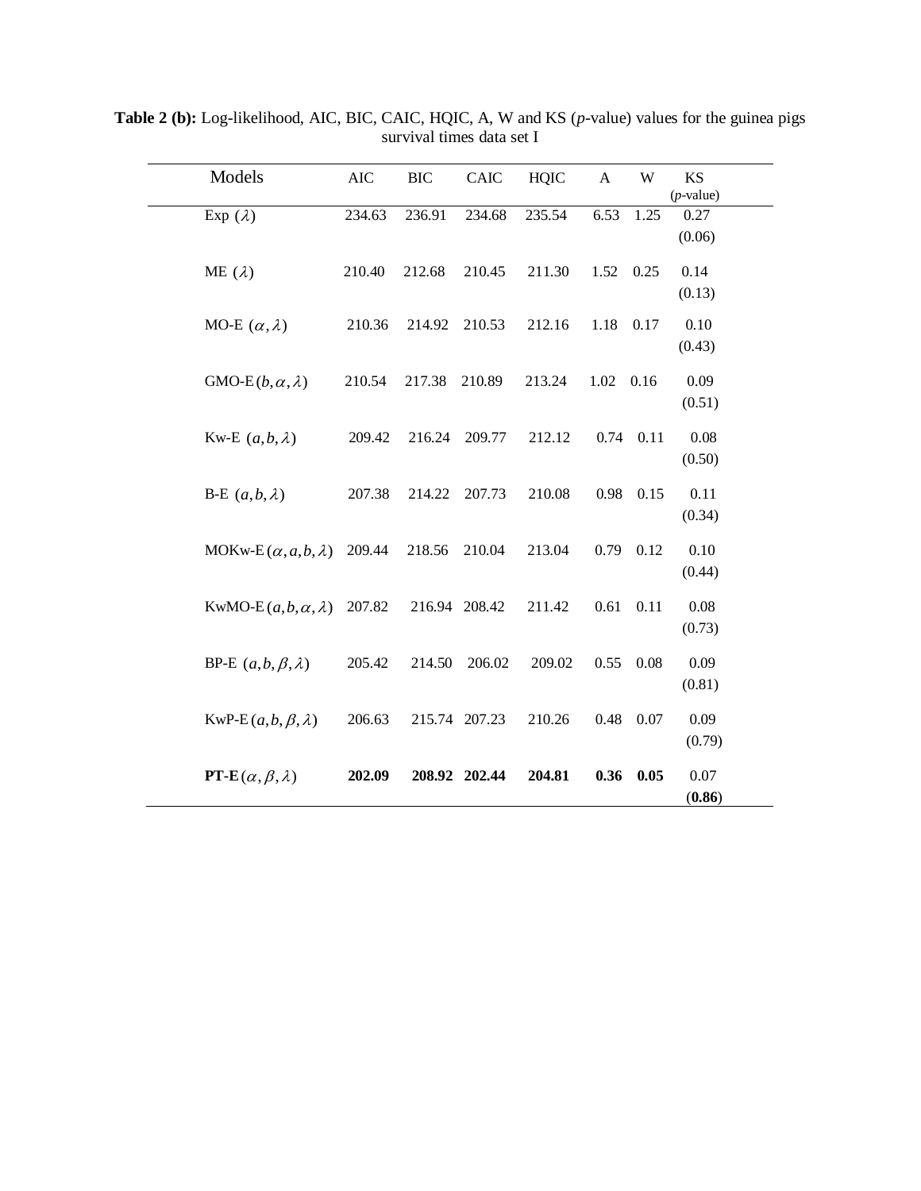**Table 2 (b):** Log-likelihood, AIC, BIC, CAIC, HQIC, A, W and KS (*p*-value) values for the guinea pigs survival times data set I

| Models | AIC | BIC | CAIC | HQIC | A | W | KS (*p*-value) |
|---|---|---|---|---|---|---|---|
| Exp $(\lambda)$ | 234.63 | 236.91 | 234.68 | 235.54 | 6.53 | 1.25 | 0.27 (0.06) |
| ME $(\lambda)$ | 210.40 | 212.68 | 210.45 | 211.30 | 1.52 | 0.25 | 0.14 (0.13) |
| MO-E $(\alpha, \lambda)$ | 210.36 | 214.92 | 210.53 | 212.16 | 1.18 | 0.17 | 0.10 (0.43) |
| GMO-E $(b, \alpha, \lambda)$ | 210.54 | 217.38 | 210.89 | 213.24 | 1.02 | 0.16 | 0.09 (0.51) |
| Kw-E $(a, b, \lambda)$ | 209.42 | 216.24 | 209.77 | 212.12 | 0.74 | 0.11 | 0.08 (0.50) |
| B-E $(a, b, \lambda)$ | 207.38 | 214.22 | 207.73 | 210.08 | 0.98 | 0.15 | 0.11 (0.34) |
| MOKw-E $(\alpha, a, b, \lambda)$ | 209.44 | 218.56 | 210.04 | 213.04 | 0.79 | 0.12 | 0.10 (0.44) |
| KwMO-E $(a, b, \alpha, \lambda)$ | 207.82 | 216.94 | 208.42 | 211.42 | 0.61 | 0.11 | 0.08 (0.73) |
| BP-E $(a, b, \beta, \lambda)$ | 205.42 | 214.50 | 206.02 | 209.02 | 0.55 | 0.08 | 0.09 (0.81) |
| KwP-E $(a, b, \beta, \lambda)$ | 206.63 | 215.74 | 207.23 | 210.26 | 0.48 | 0.07 | 0.09 (0.79) |
| **PT-E** $(\alpha, \beta, \lambda)$ | **202.09** | **208.92** | **202.44** | **204.81** | **0.36** | **0.05** | 0.07 (**0.86**) |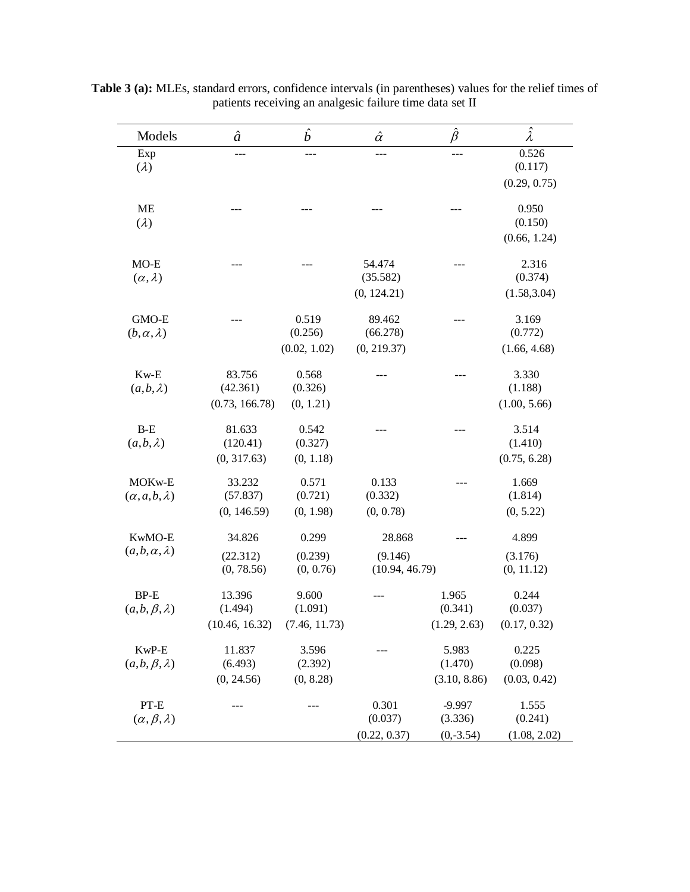**Table 3 (a):** MLEs, standard errors, confidence intervals (in parentheses) values for the relief times of patients receiving an analgesic failure time data set II

| Models | $\hat{a}$ | $\hat{b}$ | $\hat{\alpha}$ | $\hat{\beta}$ | $\hat{\lambda}$ |
|---|---|---|---|---|---|
| Exp ($\lambda$) | --- | --- | --- | --- | 0.526 (0.117) (0.29, 0.75) |
| ME ($\lambda$) | --- | --- | --- | --- | 0.950 (0.150) (0.66, 1.24) |
| MO-E ($\alpha,\lambda$) | --- | --- | 54.474 (35.582) (0, 124.21) | --- | 2.316 (0.374) (1.58,3.04) |
| GMO-E ($b,\alpha,\lambda$) | --- | 0.519 (0.256) (0.02, 1.02) | 89.462 (66.278) (0, 219.37) | --- | 3.169 (0.772) (1.66, 4.68) |
| Kw-E ($a,b,\lambda$) | 83.756 (42.361) (0.73, 166.78) | 0.568 (0.326) (0, 1.21) | --- | --- | 3.330 (1.188) (1.00, 5.66) |
| B-E ($a,b,\lambda$) | 81.633 (120.41) (0, 317.63) | 0.542 (0.327) (0, 1.18) | --- | --- | 3.514 (1.410) (0.75, 6.28) |
| MOKw-E ($\alpha,a,b,\lambda$) | 33.232 (57.837) (0, 146.59) | 0.571 (0.721) (0, 1.98) | 0.133 (0.332) (0, 0.78) | --- | 1.669 (1.814) (0, 5.22) |
| KwMO-E ($a,b,\alpha,\lambda$) | 34.826 (22.312) (0, 78.56) | 0.299 (0.239) (0, 0.76) | 28.868 (9.146) (10.94, 46.79) | --- | 4.899 (3.176) (0, 11.12) |
| BP-E ($a,b,\beta,\lambda$) | 13.396 (1.494) (10.46, 16.32) | 9.600 (1.091) (7.46, 11.73) | --- | 1.965 (0.341) (1.29, 2.63) | 0.244 (0.037) (0.17, 0.32) |
| KwP-E ($a,b,\beta,\lambda$) | 11.837 (6.493) (0, 24.56) | 3.596 (2.392) (0, 8.28) | --- | 5.983 (1.470) (3.10, 8.86) | 0.225 (0.098) (0.03, 0.42) |
| PT-E ($\alpha,\beta,\lambda$) | --- | --- | 0.301 (0.037) (0.22, 0.37) | -9.997 (3.336) (0,-3.54) | 1.555 (0.241) (1.08, 2.02) |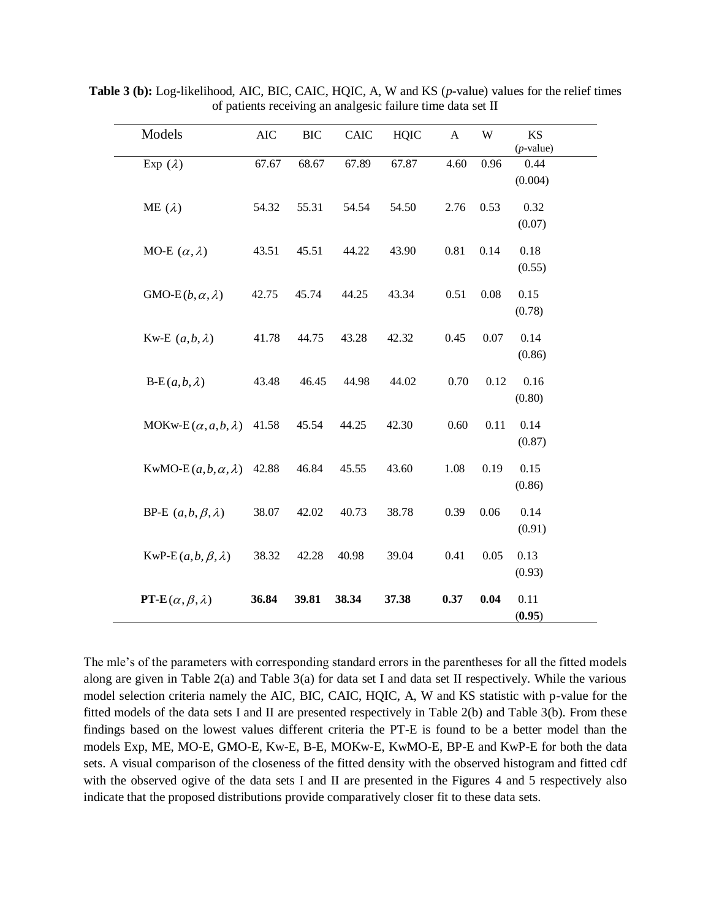**Table 3 (b):** Log-likelihood, AIC, BIC, CAIC, HQIC, A, W and KS (*p*-value) values for the relief times of patients receiving an analgesic failure time data set II

| Models | AIC | BIC | CAIC | HQIC | A | W | KS (*p*-value) |
|---|---|---|---|---|---|---|---|
| Exp $(\lambda)$ | 67.67 | 68.67 | 67.89 | 67.87 | 4.60 | 0.96 | 0.44 (0.004) |
| ME $(\lambda)$ | 54.32 | 55.31 | 54.54 | 54.50 | 2.76 | 0.53 | 0.32 (0.07) |
| MO-E $(\alpha,\lambda)$ | 43.51 | 45.51 | 44.22 | 43.90 | 0.81 | 0.14 | 0.18 (0.55) |
| GMO-E $(b,\alpha,\lambda)$ | 42.75 | 45.74 | 44.25 | 43.34 | 0.51 | 0.08 | 0.15 (0.78) |
| Kw-E $(a,b,\lambda)$ | 41.78 | 44.75 | 43.28 | 42.32 | 0.45 | 0.07 | 0.14 (0.86) |
| B-E $(a,b,\lambda)$ | 43.48 | 46.45 | 44.98 | 44.02 | 0.70 | 0.12 | 0.16 (0.80) |
| MOKw-E $(\alpha,a,b,\lambda)$ | 41.58 | 45.54 | 44.25 | 42.30 | 0.60 | 0.11 | 0.14 (0.87) |
| KwMO-E $(a,b,\alpha,\lambda)$ | 42.88 | 46.84 | 45.55 | 43.60 | 1.08 | 0.19 | 0.15 (0.86) |
| BP-E $(a,b,\beta,\lambda)$ | 38.07 | 42.02 | 40.73 | 38.78 | 0.39 | 0.06 | 0.14 (0.91) |
| KwP-E $(a,b,\beta,\lambda)$ | 38.32 | 42.28 | 40.98 | 39.04 | 0.41 | 0.05 | 0.13 (0.93) |
| **PT-E** $(\alpha,\beta,\lambda)$ | **36.84** | **39.81** | **38.34** | **37.38** | **0.37** | **0.04** | 0.11 (**0.95**) |

The mle's of the parameters with corresponding standard errors in the parentheses for all the fitted models along are given in Table 2(a) and Table 3(a) for data set I and data set II respectively. While the various model selection criteria namely the AIC, BIC, CAIC, HQIC, A, W and KS statistic with p-value for the fitted models of the data sets I and II are presented respectively in Table 2(b) and Table 3(b). From these findings based on the lowest values different criteria the PT-E is found to be a better model than the models Exp, ME, MO-E, GMO-E, Kw-E, B-E, MOKw-E, KwMO-E, BP-E and KwP-E for both the data sets. A visual comparison of the closeness of the fitted density with the observed histogram and fitted cdf with the observed ogive of the data sets I and II are presented in the Figures 4 and 5 respectively also indicate that the proposed distributions provide comparatively closer fit to these data sets.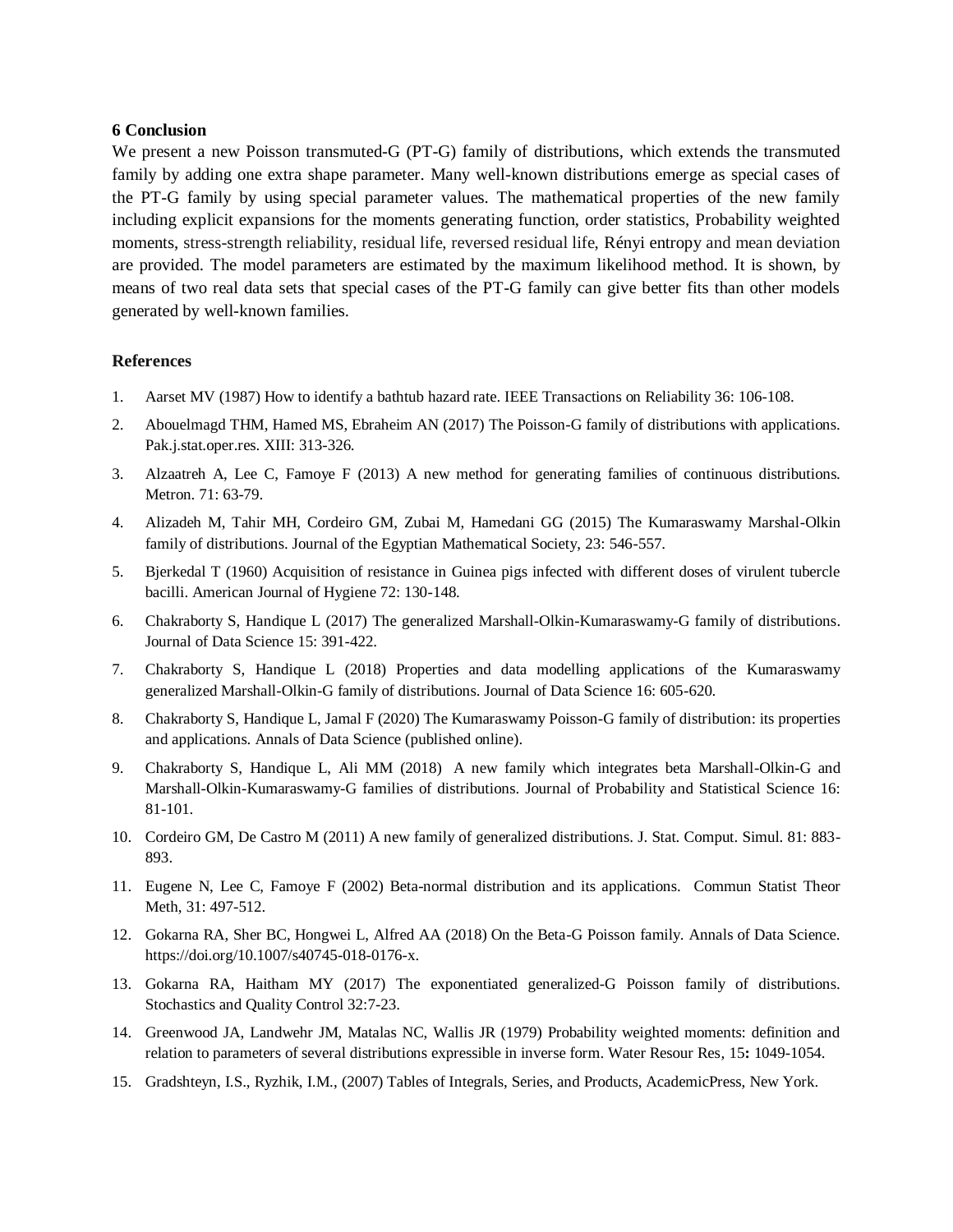## 6 Conclusion

We present a new Poisson transmuted-G (PT-G) family of distributions, which extends the transmuted family by adding one extra shape parameter. Many well-known distributions emerge as special cases of the PT-G family by using special parameter values. The mathematical properties of the new family including explicit expansions for the moments generating function, order statistics, Probability weighted moments, stress-strength reliability, residual life, reversed residual life, Rényi entropy and mean deviation are provided. The model parameters are estimated by the maximum likelihood method. It is shown, by means of two real data sets that special cases of the PT-G family can give better fits than other models generated by well-known families.

## References

1. Aarset MV (1987) How to identify a bathtub hazard rate. IEEE Transactions on Reliability 36: 106-108.
2. Abouelmagd THM, Hamed MS, Ebraheim AN (2017) The Poisson-G family of distributions with applications. Pak.j.stat.oper.res. XIII: 313-326.
3. Alzaatreh A, Lee C, Famoye F (2013) A new method for generating families of continuous distributions. Metron. 71: 63-79.
4. Alizadeh M, Tahir MH, Cordeiro GM, Zubai M, Hamedani GG (2015) The Kumaraswamy Marshal-Olkin family of distributions. Journal of the Egyptian Mathematical Society, 23: 546-557.
5. Bjerkedal T (1960) Acquisition of resistance in Guinea pigs infected with different doses of virulent tubercle bacilli. American Journal of Hygiene 72: 130-148.
6. Chakraborty S, Handique L (2017) The generalized Marshall-Olkin-Kumaraswamy-G family of distributions. Journal of Data Science 15: 391-422.
7. Chakraborty S, Handique L (2018) Properties and data modelling applications of the Kumaraswamy generalized Marshall-Olkin-G family of distributions. Journal of Data Science 16: 605-620.
8. Chakraborty S, Handique L, Jamal F (2020) The Kumaraswamy Poisson-G family of distribution: its properties and applications. Annals of Data Science (published online).
9. Chakraborty S, Handique L, Ali MM (2018) A new family which integrates beta Marshall-Olkin-G and Marshall-Olkin-Kumaraswamy-G families of distributions. Journal of Probability and Statistical Science 16: 81-101.
10. Cordeiro GM, De Castro M (2011) A new family of generalized distributions. J. Stat. Comput. Simul. 81: 883-893.
11. Eugene N, Lee C, Famoye F (2002) Beta-normal distribution and its applications. Commun Statist Theor Meth, 31: 497-512.
12. Gokarna RA, Sher BC, Hongwei L, Alfred AA (2018) On the Beta-G Poisson family. Annals of Data Science. https://doi.org/10.1007/s40745-018-0176-x.
13. Gokarna RA, Haitham MY (2017) The exponentiated generalized-G Poisson family of distributions. Stochastics and Quality Control 32:7-23.
14. Greenwood JA, Landwehr JM, Matalas NC, Wallis JR (1979) Probability weighted moments: definition and relation to parameters of several distributions expressible in inverse form. Water Resour Res, 15**:** 1049-1054.
15. Gradshteyn, I.S., Ryzhik, I.M., (2007) Tables of Integrals, Series, and Products, AcademicPress, New York.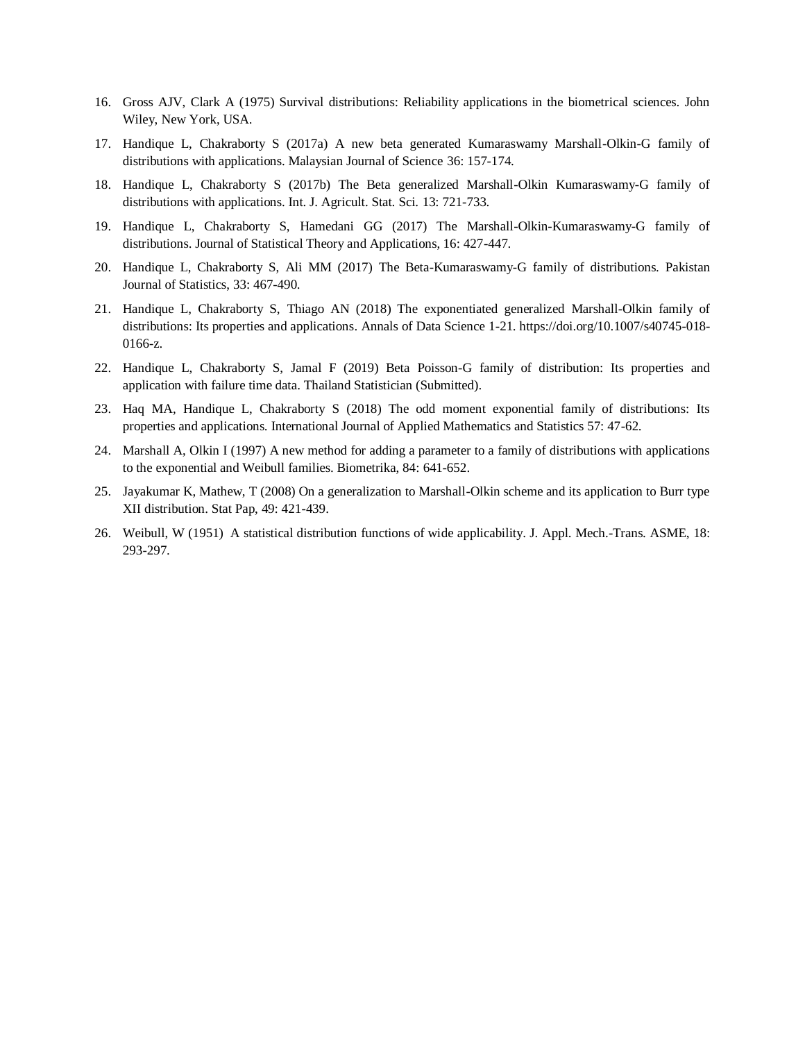16. Gross AJV, Clark A (1975) Survival distributions: Reliability applications in the biometrical sciences. John Wiley, New York, USA.
17. Handique L, Chakraborty S (2017a) A new beta generated Kumaraswamy Marshall-Olkin-G family of distributions with applications. Malaysian Journal of Science 36: 157-174.
18. Handique L, Chakraborty S (2017b) The Beta generalized Marshall-Olkin Kumaraswamy-G family of distributions with applications. Int. J. Agricult. Stat. Sci. 13: 721-733.
19. Handique L, Chakraborty S, Hamedani GG (2017) The Marshall-Olkin-Kumaraswamy-G family of distributions. Journal of Statistical Theory and Applications, 16: 427-447.
20. Handique L, Chakraborty S, Ali MM (2017) The Beta-Kumaraswamy-G family of distributions. Pakistan Journal of Statistics, 33: 467-490.
21. Handique L, Chakraborty S, Thiago AN (2018) The exponentiated generalized Marshall-Olkin family of distributions: Its properties and applications. Annals of Data Science 1-21. https://doi.org/10.1007/s40745-018-0166-z.
22. Handique L, Chakraborty S, Jamal F (2019) Beta Poisson-G family of distribution: Its properties and application with failure time data. Thailand Statistician (Submitted).
23. Haq MA, Handique L, Chakraborty S (2018) The odd moment exponential family of distributions: Its properties and applications. International Journal of Applied Mathematics and Statistics 57: 47-62.
24. Marshall A, Olkin I (1997) A new method for adding a parameter to a family of distributions with applications to the exponential and Weibull families. Biometrika, 84: 641-652.
25. Jayakumar K, Mathew, T (2008) On a generalization to Marshall-Olkin scheme and its application to Burr type XII distribution. Stat Pap, 49: 421-439.
26. Weibull, W (1951) A statistical distribution functions of wide applicability. J. Appl. Mech.-Trans. ASME, 18: 293-297.